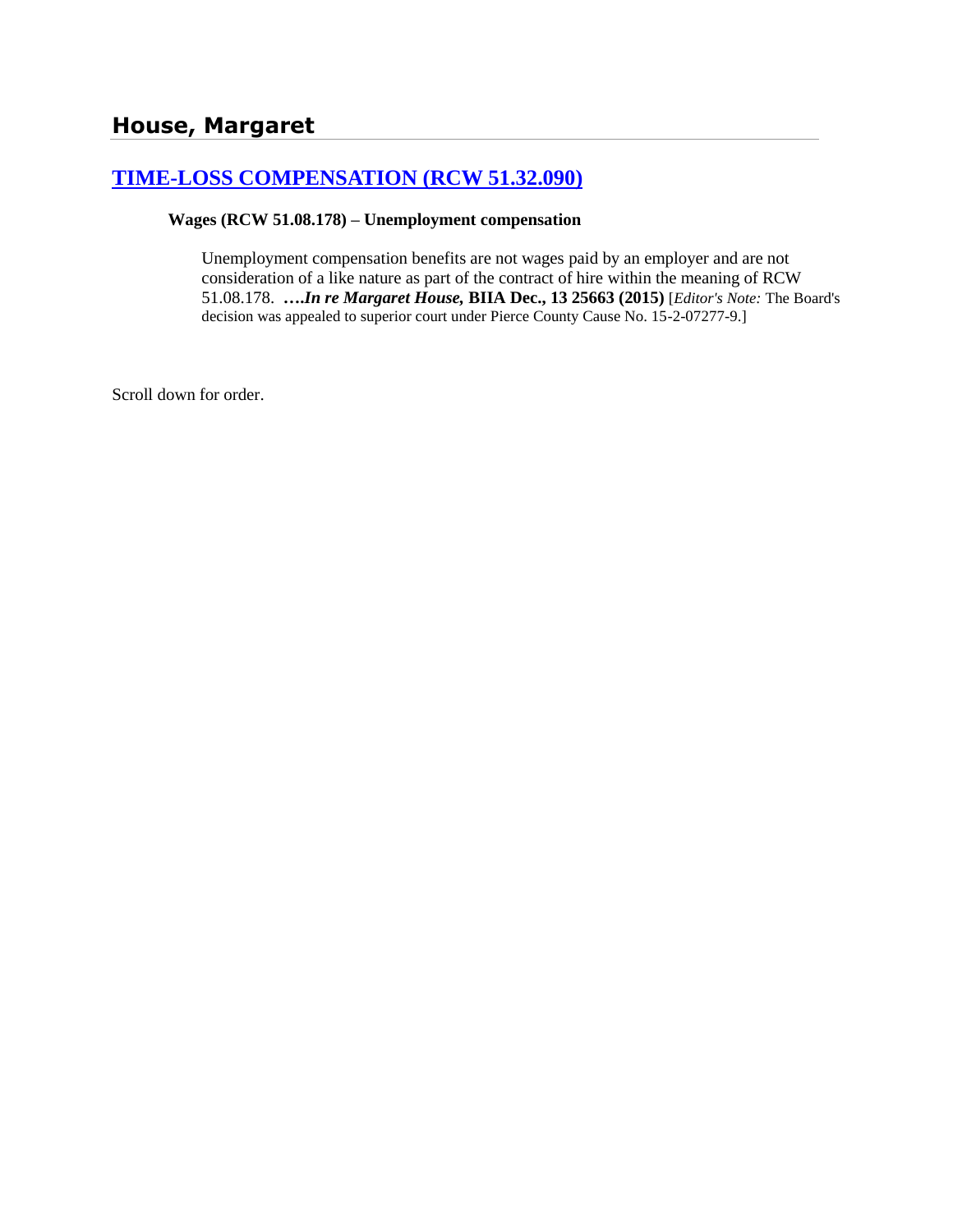## House, Margaret

## [TIME-LOSS COMPENSATION (RCW 51.32.090)]

**Wages (RCW 51.08.178) – Unemployment compensation**

Unemployment compensation benefits are not wages paid by an employer and are not consideration of a like nature as part of the contract of hire within the meaning of RCW 51.08.178. **….*In re Margaret House,* BIIA Dec., 13 25663 (2015)** [*Editor's Note:* The Board's decision was appealed to superior court under Pierce County Cause No. 15-2-07277-9.]

Scroll down for order.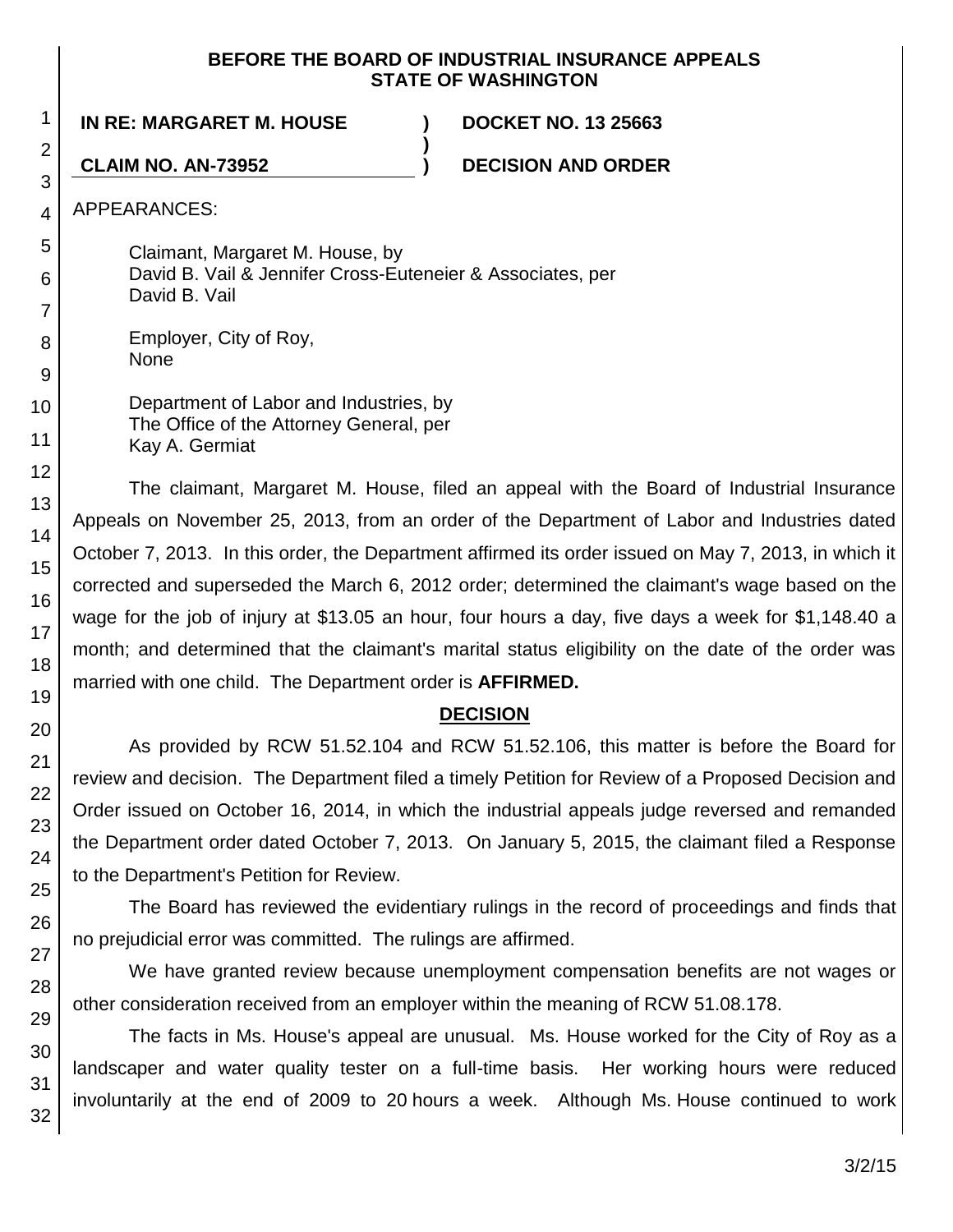**BEFORE THE BOARD OF INDUSTRIAL INSURANCE APPEALS**
**STATE OF WASHINGTON**

**IN RE: MARGARET M. HOUSE ) DOCKET NO. 13 25663**
**)**
**CLAIM NO. AN-73952 ) DECISION AND ORDER**

APPEARANCES:

Claimant, Margaret M. House, by
David B. Vail & Jennifer Cross-Euteneier & Associates, per
David B. Vail

Employer, City of Roy,
None

Department of Labor and Industries, by
The Office of the Attorney General, per
Kay A. Germiat

The claimant, Margaret M. House, filed an appeal with the Board of Industrial Insurance Appeals on November 25, 2013, from an order of the Department of Labor and Industries dated October 7, 2013. In this order, the Department affirmed its order issued on May 7, 2013, in which it corrected and superseded the March 6, 2012 order; determined the claimant's wage based on the wage for the job of injury at $13.05 an hour, four hours a day, five days a week for $1,148.40 a month; and determined that the claimant's marital status eligibility on the date of the order was married with one child. The Department order is **AFFIRMED.**

## DECISION

As provided by RCW 51.52.104 and RCW 51.52.106, this matter is before the Board for review and decision. The Department filed a timely Petition for Review of a Proposed Decision and Order issued on October 16, 2014, in which the industrial appeals judge reversed and remanded the Department order dated October 7, 2013. On January 5, 2015, the claimant filed a Response to the Department's Petition for Review.

The Board has reviewed the evidentiary rulings in the record of proceedings and finds that no prejudicial error was committed. The rulings are affirmed.

We have granted review because unemployment compensation benefits are not wages or other consideration received from an employer within the meaning of RCW 51.08.178.

The facts in Ms. House's appeal are unusual. Ms. House worked for the City of Roy as a landscaper and water quality tester on a full-time basis. Her working hours were reduced involuntarily at the end of 2009 to 20 hours a week. Although Ms. House continued to work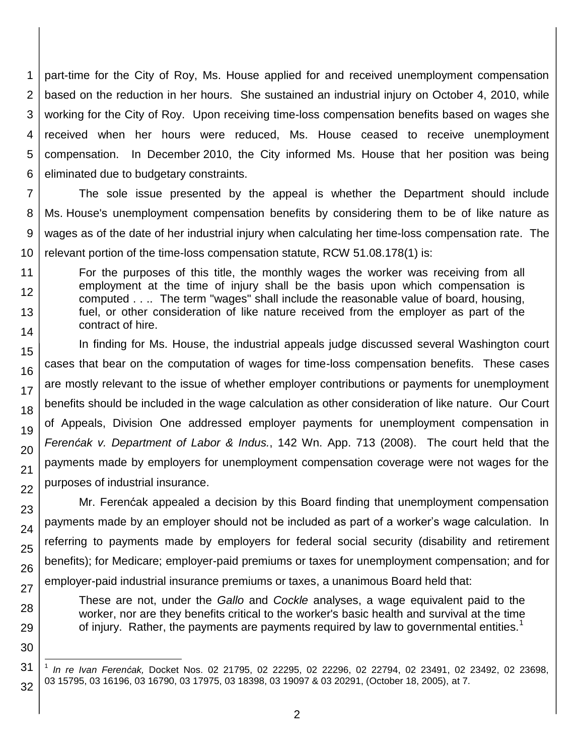part-time for the City of Roy, Ms. House applied for and received unemployment compensation based on the reduction in her hours. She sustained an industrial injury on October 4, 2010, while working for the City of Roy. Upon receiving time-loss compensation benefits based on wages she received when her hours were reduced, Ms. House ceased to receive unemployment compensation. In December 2010, the City informed Ms. House that her position was being eliminated due to budgetary constraints.

The sole issue presented by the appeal is whether the Department should include Ms. House's unemployment compensation benefits by considering them to be of like nature as wages as of the date of her industrial injury when calculating her time-loss compensation rate. The relevant portion of the time-loss compensation statute, RCW 51.08.178(1) is:

> For the purposes of this title, the monthly wages the worker was receiving from all employment at the time of injury shall be the basis upon which compensation is computed . . .. The term "wages" shall include the reasonable value of board, housing, fuel, or other consideration of like nature received from the employer as part of the contract of hire.

In finding for Ms. House, the industrial appeals judge discussed several Washington court cases that bear on the computation of wages for time-loss compensation benefits. These cases are mostly relevant to the issue of whether employer contributions or payments for unemployment benefits should be included in the wage calculation as other consideration of like nature. Our Court of Appeals, Division One addressed employer payments for unemployment compensation in *Ferenćak v. Department of Labor & Indus.*, 142 Wn. App. 713 (2008). The court held that the payments made by employers for unemployment compensation coverage were not wages for the purposes of industrial insurance.

Mr. Ferenćak appealed a decision by this Board finding that unemployment compensation payments made by an employer should not be included as part of a worker's wage calculation. In referring to payments made by employers for federal social security (disability and retirement benefits); for Medicare; employer-paid premiums or taxes for unemployment compensation; and for employer-paid industrial insurance premiums or taxes, a unanimous Board held that:

> These are not, under the *Gallo* and *Cockle* analyses, a wage equivalent paid to the worker, nor are they benefits critical to the worker's basic health and survival at the time of injury. Rather, the payments are payments required by law to governmental entities.[1]

---

[1] *In re Ivan Ferenćak,* Docket Nos. 02 21795, 02 22295, 02 22296, 02 22794, 02 23491, 02 23492, 02 23698, 03 15795, 03 16196, 03 16790, 03 17975, 03 18398, 03 19097 & 03 20291, (October 18, 2005), at 7.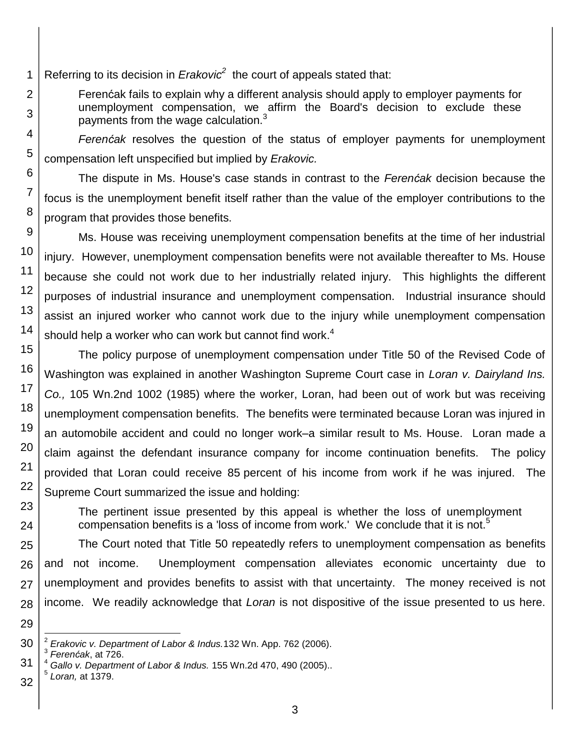Referring to its decision in *Erakovic*[2] the court of appeals stated that:

> Ferenćak fails to explain why a different analysis should apply to employer payments for unemployment compensation, we affirm the Board's decision to exclude these payments from the wage calculation.[3]

*Ferenćak* resolves the question of the status of employer payments for unemployment compensation left unspecified but implied by *Erakovic.*

The dispute in Ms. House's case stands in contrast to the *Ferenćak* decision because the focus is the unemployment benefit itself rather than the value of the employer contributions to the program that provides those benefits.

Ms. House was receiving unemployment compensation benefits at the time of her industrial injury. However, unemployment compensation benefits were not available thereafter to Ms. House because she could not work due to her industrially related injury. This highlights the different purposes of industrial insurance and unemployment compensation. Industrial insurance should assist an injured worker who cannot work due to the injury while unemployment compensation should help a worker who can work but cannot find work.[4]

The policy purpose of unemployment compensation under Title 50 of the Revised Code of Washington was explained in another Washington Supreme Court case in *Loran v. Dairyland Ins. Co.,* 105 Wn.2nd 1002 (1985) where the worker, Loran, had been out of work but was receiving unemployment compensation benefits. The benefits were terminated because Loran was injured in an automobile accident and could no longer work–a similar result to Ms. House. Loran made a claim against the defendant insurance company for income continuation benefits. The policy provided that Loran could receive 85 percent of his income from work if he was injured. The Supreme Court summarized the issue and holding:

> The pertinent issue presented by this appeal is whether the loss of unemployment compensation benefits is a 'loss of income from work.' We conclude that it is not.[5]

The Court noted that Title 50 repeatedly refers to unemployment compensation as benefits and not income. Unemployment compensation alleviates economic uncertainty due to unemployment and provides benefits to assist with that uncertainty. The money received is not income. We readily acknowledge that *Loran* is not dispositive of the issue presented to us here.

---

[2] *Erakovic v. Department of Labor & Indus.*132 Wn. App. 762 (2006).

[3] *Ferenćak*, at 726.

[4] *Gallo v. Department of Labor & Indus.* 155 Wn.2d 470, 490 (2005)..

[5] *Loran,* at 1379.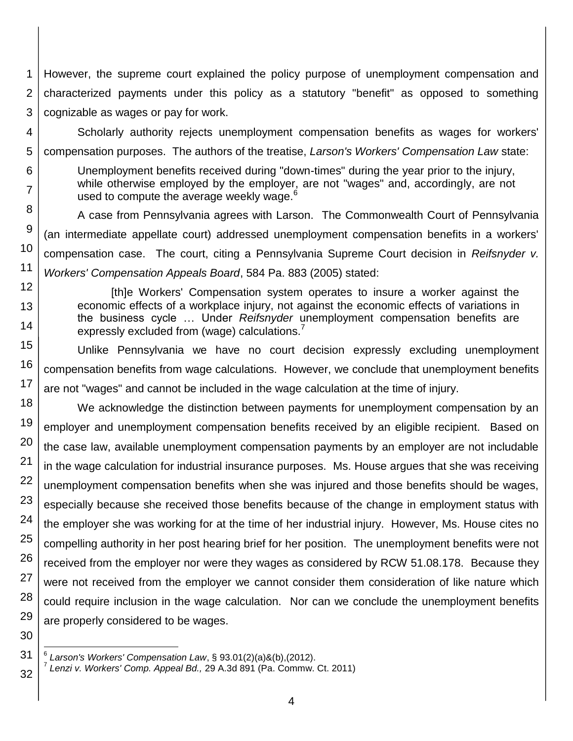However, the supreme court explained the policy purpose of unemployment compensation and characterized payments under this policy as a statutory "benefit" as opposed to something cognizable as wages or pay for work.

Scholarly authority rejects unemployment compensation benefits as wages for workers' compensation purposes. The authors of the treatise, *Larson's Workers' Compensation Law* state:

> Unemployment benefits received during "down-times" during the year prior to the injury, while otherwise employed by the employer, are not "wages" and, accordingly, are not used to compute the average weekly wage.[6]

A case from Pennsylvania agrees with Larson. The Commonwealth Court of Pennsylvania (an intermediate appellate court) addressed unemployment compensation benefits in a workers' compensation case. The court, citing a Pennsylvania Supreme Court decision in *Reifsnyder v. Workers' Compensation Appeals Board*, 584 Pa. 883 (2005) stated:

> [th]e Workers' Compensation system operates to insure a worker against the economic effects of a workplace injury, not against the economic effects of variations in the business cycle … Under *Reifsnyder* unemployment compensation benefits are expressly excluded from (wage) calculations.[7]

Unlike Pennsylvania we have no court decision expressly excluding unemployment compensation benefits from wage calculations. However, we conclude that unemployment benefits are not "wages" and cannot be included in the wage calculation at the time of injury.

We acknowledge the distinction between payments for unemployment compensation by an employer and unemployment compensation benefits received by an eligible recipient. Based on the case law, available unemployment compensation payments by an employer are not includable in the wage calculation for industrial insurance purposes. Ms. House argues that she was receiving unemployment compensation benefits when she was injured and those benefits should be wages, especially because she received those benefits because of the change in employment status with the employer she was working for at the time of her industrial injury. However, Ms. House cites no compelling authority in her post hearing brief for her position. The unemployment benefits were not received from the employer nor were they wages as considered by RCW 51.08.178. Because they were not received from the employer we cannot consider them consideration of like nature which could require inclusion in the wage calculation. Nor can we conclude the unemployment benefits are properly considered to be wages.

---

[6] *Larson's Workers' Compensation Law*, § 93.01(2)(a)&(b),(2012).

[7] *Lenzi v. Workers' Comp. Appeal Bd.,* 29 A.3d 891 (Pa. Commw. Ct. 2011)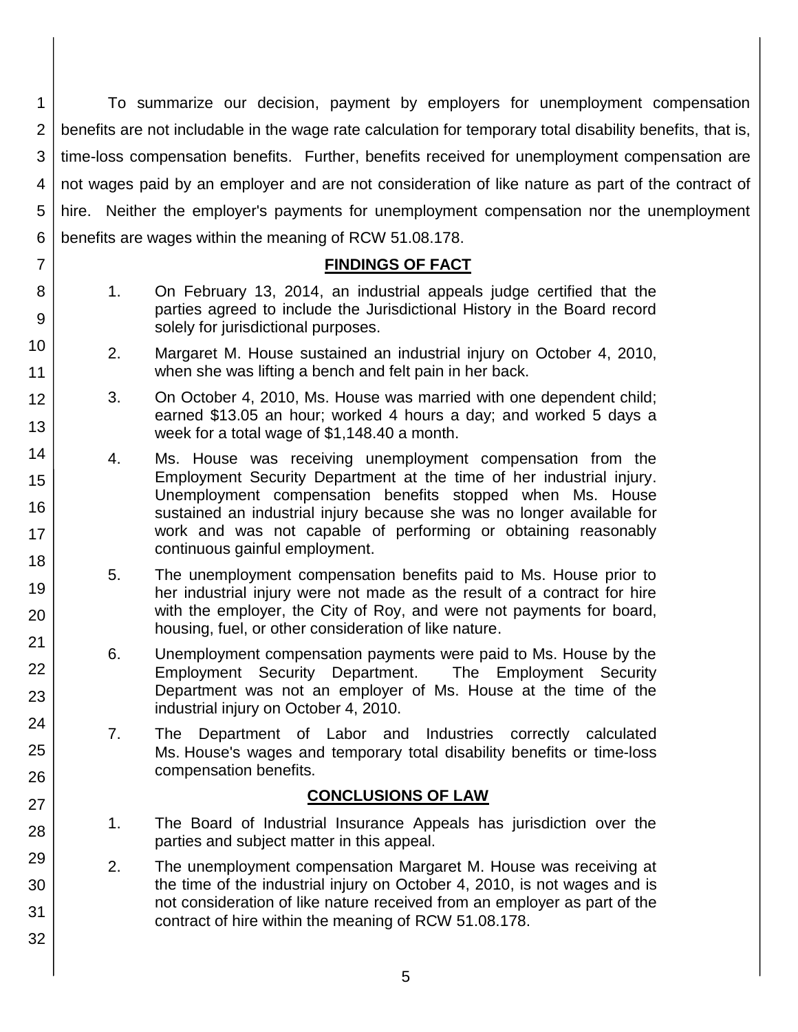To summarize our decision, payment by employers for unemployment compensation benefits are not includable in the wage rate calculation for temporary total disability benefits, that is, time-loss compensation benefits. Further, benefits received for unemployment compensation are not wages paid by an employer and are not consideration of like nature as part of the contract of hire. Neither the employer's payments for unemployment compensation nor the unemployment benefits are wages within the meaning of RCW 51.08.178.

## FINDINGS OF FACT

1. On February 13, 2014, an industrial appeals judge certified that the parties agreed to include the Jurisdictional History in the Board record solely for jurisdictional purposes.

2. Margaret M. House sustained an industrial injury on October 4, 2010, when she was lifting a bench and felt pain in her back.

3. On October 4, 2010, Ms. House was married with one dependent child; earned $13.05 an hour; worked 4 hours a day; and worked 5 days a week for a total wage of $1,148.40 a month.

4. Ms. House was receiving unemployment compensation from the Employment Security Department at the time of her industrial injury. Unemployment compensation benefits stopped when Ms. House sustained an industrial injury because she was no longer available for work and was not capable of performing or obtaining reasonably continuous gainful employment.

5. The unemployment compensation benefits paid to Ms. House prior to her industrial injury were not made as the result of a contract for hire with the employer, the City of Roy, and were not payments for board, housing, fuel, or other consideration of like nature.

6. Unemployment compensation payments were paid to Ms. House by the Employment Security Department. The Employment Security Department was not an employer of Ms. House at the time of the industrial injury on October 4, 2010.

7. The Department of Labor and Industries correctly calculated Ms. House's wages and temporary total disability benefits or time-loss compensation benefits.

## CONCLUSIONS OF LAW

1. The Board of Industrial Insurance Appeals has jurisdiction over the parties and subject matter in this appeal.

2. The unemployment compensation Margaret M. House was receiving at the time of the industrial injury on October 4, 2010, is not wages and is not consideration of like nature received from an employer as part of the contract of hire within the meaning of RCW 51.08.178.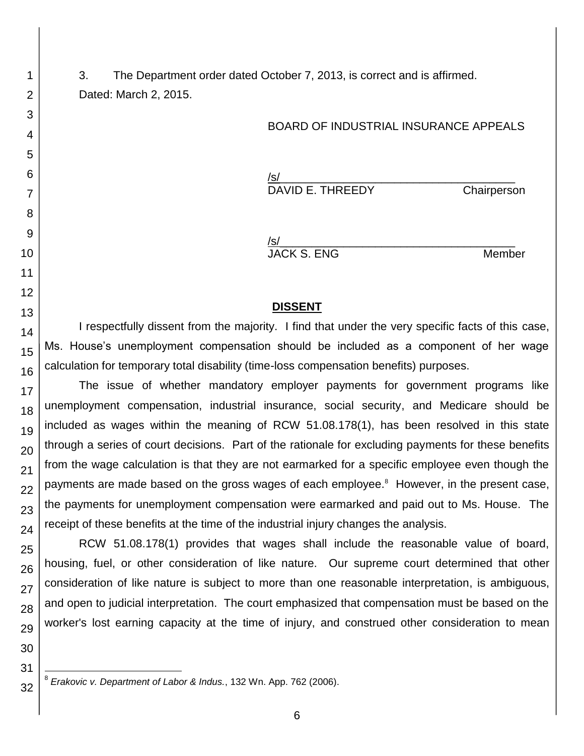3. The Department order dated October 7, 2013, is correct and is affirmed.

Dated: March 2, 2015.

BOARD OF INDUSTRIAL INSURANCE APPEALS

/s/
DAVID E. THREEDY Chairperson

/s/
JACK S. ENG Member

## DISSENT

I respectfully dissent from the majority. I find that under the very specific facts of this case, Ms. House's unemployment compensation should be included as a component of her wage calculation for temporary total disability (time-loss compensation benefits) purposes.

The issue of whether mandatory employer payments for government programs like unemployment compensation, industrial insurance, social security, and Medicare should be included as wages within the meaning of RCW 51.08.178(1), has been resolved in this state through a series of court decisions. Part of the rationale for excluding payments for these benefits from the wage calculation is that they are not earmarked for a specific employee even though the payments are made based on the gross wages of each employee.[8] However, in the present case, the payments for unemployment compensation were earmarked and paid out to Ms. House. The receipt of these benefits at the time of the industrial injury changes the analysis.

RCW 51.08.178(1) provides that wages shall include the reasonable value of board, housing, fuel, or other consideration of like nature. Our supreme court determined that other consideration of like nature is subject to more than one reasonable interpretation, is ambiguous, and open to judicial interpretation. The court emphasized that compensation must be based on the worker's lost earning capacity at the time of injury, and construed other consideration to mean

[8] *Erakovic v. Department of Labor & Indus.*, 132 Wn. App. 762 (2006).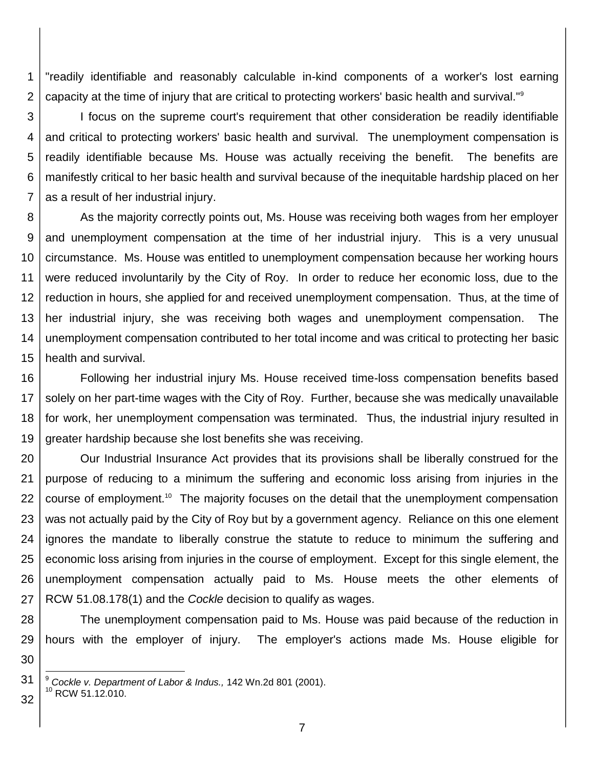"readily identifiable and reasonably calculable in-kind components of a worker's lost earning capacity at the time of injury that are critical to protecting workers' basic health and survival."[9]

I focus on the supreme court's requirement that other consideration be readily identifiable and critical to protecting workers' basic health and survival. The unemployment compensation is readily identifiable because Ms. House was actually receiving the benefit. The benefits are manifestly critical to her basic health and survival because of the inequitable hardship placed on her as a result of her industrial injury.

As the majority correctly points out, Ms. House was receiving both wages from her employer and unemployment compensation at the time of her industrial injury. This is a very unusual circumstance. Ms. House was entitled to unemployment compensation because her working hours were reduced involuntarily by the City of Roy. In order to reduce her economic loss, due to the reduction in hours, she applied for and received unemployment compensation. Thus, at the time of her industrial injury, she was receiving both wages and unemployment compensation. The unemployment compensation contributed to her total income and was critical to protecting her basic health and survival.

Following her industrial injury Ms. House received time-loss compensation benefits based solely on her part-time wages with the City of Roy. Further, because she was medically unavailable for work, her unemployment compensation was terminated. Thus, the industrial injury resulted in greater hardship because she lost benefits she was receiving.

Our Industrial Insurance Act provides that its provisions shall be liberally construed for the purpose of reducing to a minimum the suffering and economic loss arising from injuries in the course of employment.[10] The majority focuses on the detail that the unemployment compensation was not actually paid by the City of Roy but by a government agency. Reliance on this one element ignores the mandate to liberally construe the statute to reduce to minimum the suffering and economic loss arising from injuries in the course of employment. Except for this single element, the unemployment compensation actually paid to Ms. House meets the other elements of RCW 51.08.178(1) and the *Cockle* decision to qualify as wages.

The unemployment compensation paid to Ms. House was paid because of the reduction in hours with the employer of injury. The employer's actions made Ms. House eligible for

[9] *Cockle v. Department of Labor & Indus.,* 142 Wn.2d 801 (2001).

[10] RCW 51.12.010.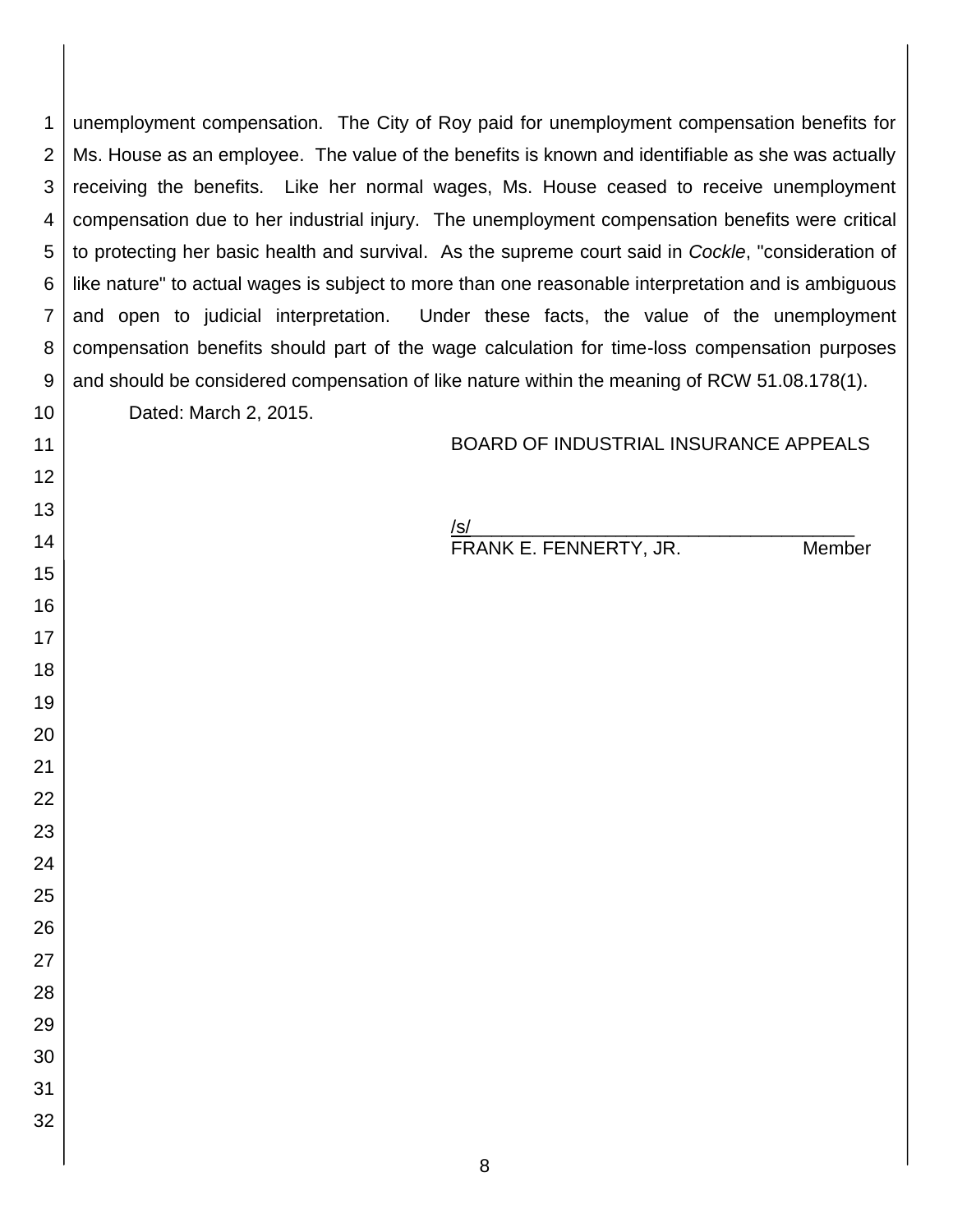unemployment compensation. The City of Roy paid for unemployment compensation benefits for Ms. House as an employee. The value of the benefits is known and identifiable as she was actually receiving the benefits. Like her normal wages, Ms. House ceased to receive unemployment compensation due to her industrial injury. The unemployment compensation benefits were critical to protecting her basic health and survival. As the supreme court said in *Cockle*, "consideration of like nature" to actual wages is subject to more than one reasonable interpretation and is ambiguous and open to judicial interpretation. Under these facts, the value of the unemployment compensation benefits should part of the wage calculation for time-loss compensation purposes and should be considered compensation of like nature within the meaning of RCW 51.08.178(1).

Dated: March 2, 2015.

BOARD OF INDUSTRIAL INSURANCE APPEALS

/s/______________________________________
FRANK E. FENNERTY, JR. Member